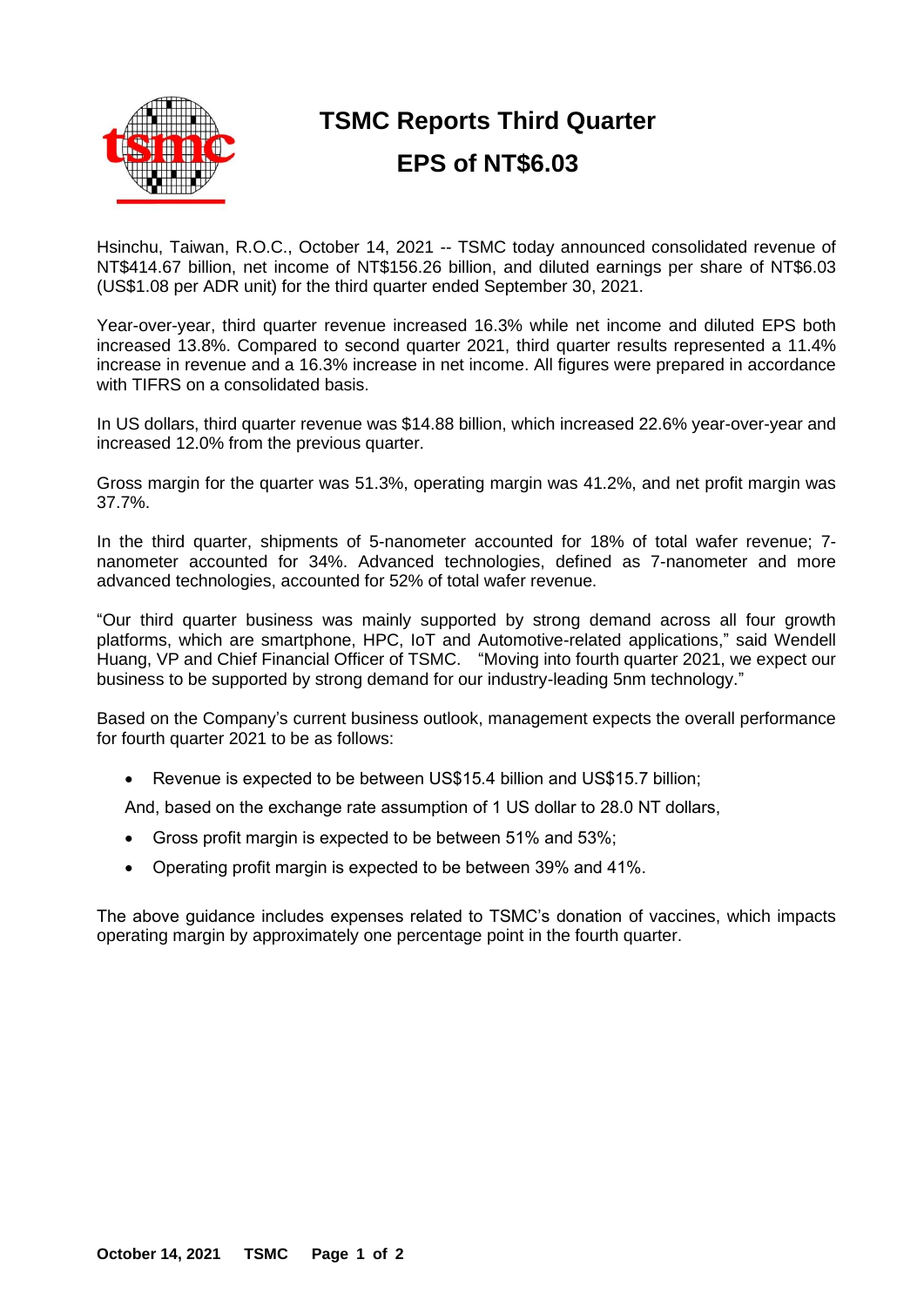# TSMC Reports Third Quarter EPS of NT$6.03

Hsinchu, Taiwan, R.O.C., October 14, 2021 -- TSMC today announced consolidated revenue of NT$414.67 billion, net income of NT$156.26 billion, and diluted earnings per share of NT$6.03 (US$1.08 per ADR unit) for the third quarter ended September 30, 2021.

Year-over-year, third quarter revenue increased 16.3% while net income and diluted EPS both increased 13.8%. Compared to second quarter 2021, third quarter results represented a 11.4% increase in revenue and a 16.3% increase in net income. All figures were prepared in accordance with TIFRS on a consolidated basis.

In US dollars, third quarter revenue was $14.88 billion, which increased 22.6% year-over-year and increased 12.0% from the previous quarter.

Gross margin for the quarter was 51.3%, operating margin was 41.2%, and net profit margin was 37.7%.

In the third quarter, shipments of 5-nanometer accounted for 18% of total wafer revenue; 7-nanometer accounted for 34%. Advanced technologies, defined as 7-nanometer and more advanced technologies, accounted for 52% of total wafer revenue.

"Our third quarter business was mainly supported by strong demand across all four growth platforms, which are smartphone, HPC, IoT and Automotive-related applications," said Wendell Huang, VP and Chief Financial Officer of TSMC. "Moving into fourth quarter 2021, we expect our business to be supported by strong demand for our industry-leading 5nm technology."

Based on the Company's current business outlook, management expects the overall performance for fourth quarter 2021 to be as follows:

- Revenue is expected to be between US$15.4 billion and US$15.7 billion;

And, based on the exchange rate assumption of 1 US dollar to 28.0 NT dollars,

- Gross profit margin is expected to be between 51% and 53%;
- Operating profit margin is expected to be between 39% and 41%.

The above guidance includes expenses related to TSMC's donation of vaccines, which impacts operating margin by approximately one percentage point in the fourth quarter.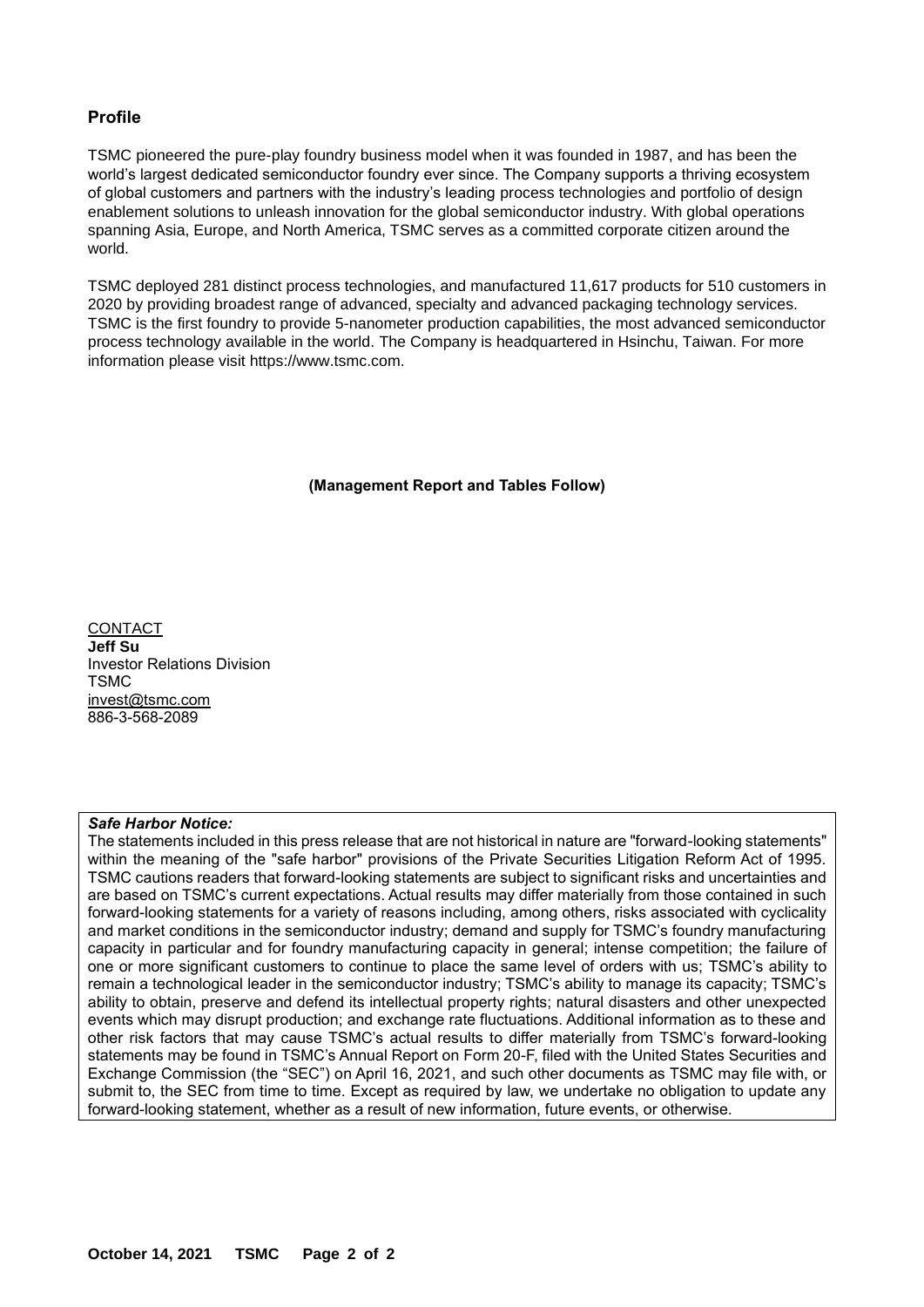## Profile

TSMC pioneered the pure-play foundry business model when it was founded in 1987, and has been the world's largest dedicated semiconductor foundry ever since. The Company supports a thriving ecosystem of global customers and partners with the industry's leading process technologies and portfolio of design enablement solutions to unleash innovation for the global semiconductor industry. With global operations spanning Asia, Europe, and North America, TSMC serves as a committed corporate citizen around the world.

TSMC deployed 281 distinct process technologies, and manufactured 11,617 products for 510 customers in 2020 by providing broadest range of advanced, specialty and advanced packaging technology services. TSMC is the first foundry to provide 5-nanometer production capabilities, the most advanced semiconductor process technology available in the world. The Company is headquartered in Hsinchu, Taiwan. For more information please visit https://www.tsmc.com.

**(Management Report and Tables Follow)**

CONTACT
**Jeff Su**
Investor Relations Division
TSMC
invest@tsmc.com
886-3-568-2089

***Safe Harbor Notice:***
The statements included in this press release that are not historical in nature are "forward-looking statements" within the meaning of the "safe harbor" provisions of the Private Securities Litigation Reform Act of 1995. TSMC cautions readers that forward-looking statements are subject to significant risks and uncertainties and are based on TSMC's current expectations. Actual results may differ materially from those contained in such forward-looking statements for a variety of reasons including, among others, risks associated with cyclicality and market conditions in the semiconductor industry; demand and supply for TSMC's foundry manufacturing capacity in particular and for foundry manufacturing capacity in general; intense competition; the failure of one or more significant customers to continue to place the same level of orders with us; TSMC's ability to remain a technological leader in the semiconductor industry; TSMC's ability to manage its capacity; TSMC's ability to obtain, preserve and defend its intellectual property rights; natural disasters and other unexpected events which may disrupt production; and exchange rate fluctuations. Additional information as to these and other risk factors that may cause TSMC's actual results to differ materially from TSMC's forward-looking statements may be found in TSMC's Annual Report on Form 20-F, filed with the United States Securities and Exchange Commission (the "SEC") on April 16, 2021, and such other documents as TSMC may file with, or submit to, the SEC from time to time. Except as required by law, we undertake no obligation to update any forward-looking statement, whether as a result of new information, future events, or otherwise.